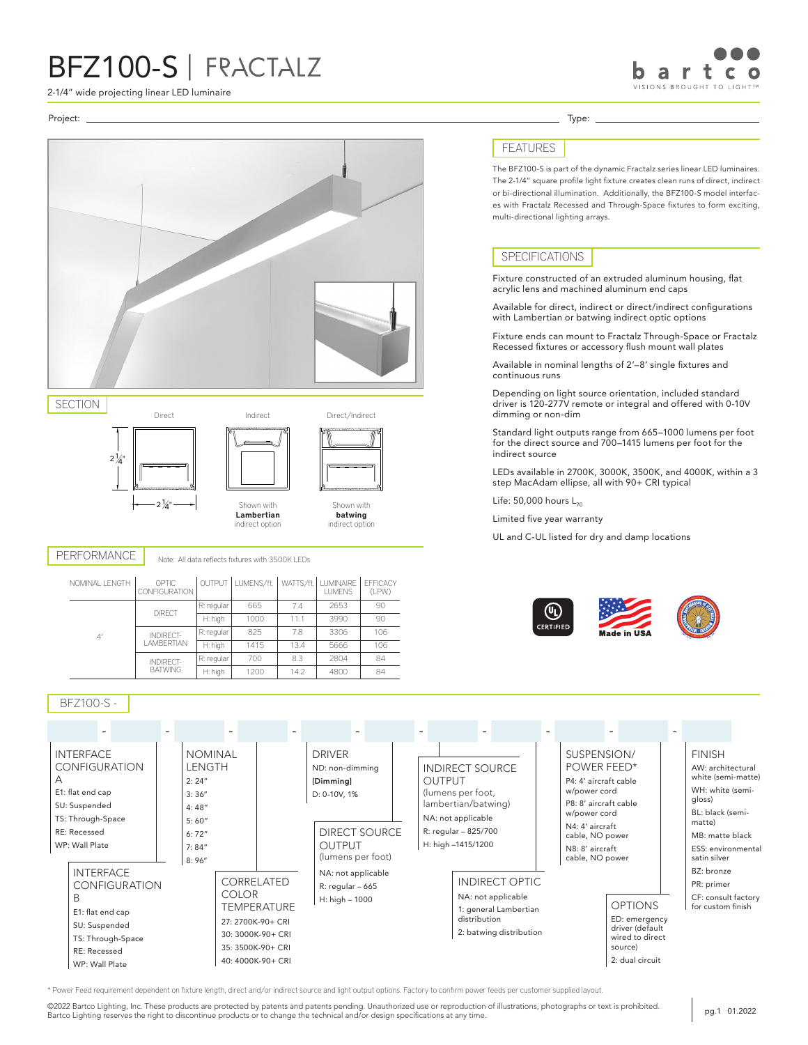# BFZ100-S | FRACTALZ

2-1/4" wide projecting linear LED luminaire

Project: ______________________ Type: ______________________

## FEATURES

The BFZ100-S is part of the dynamic Fractalz series linear LED luminaires. The 2-1/4" square profile light fixture creates clean runs of direct, indirect or bi-directional illumination. Additionally, the BFZ100-S model interfaces with Fractalz Recessed and Through-Space fixtures to form exciting, multi-directional lighting arrays.

## SPECIFICATIONS

Fixture constructed of an extruded aluminum housing, flat acrylic lens and machined aluminum end caps

Available for direct, indirect or direct/indirect configurations with Lambertian or batwing indirect optic options

Fixture ends can mount to Fractalz Through-Space or Fractalz Recessed fixtures or accessory flush mount wall plates

Available in nominal lengths of 2'–8' single fixtures and continuous runs

Depending on light source orientation, included standard driver is 120-277V remote or integral and offered with 0-10V dimming or non-dim

Standard light outputs range from 665–1000 lumens per foot for the direct source and 700–1415 lumens per foot for the indirect source

LEDs available in 2700K, 3000K, 3500K, and 4000K, within a 3 step MacAdam ellipse, all with 90+ CRI typical

Life: 50,000 hours $L_{70}$

Limited five year warranty

UL and C-UL listed for dry and damp locations

## SECTION

Direct — 2 1/4" × 2 1/4"

Indirect — Shown with **Lambertian** indirect option

Direct/Indirect — Shown with **batwing** indirect option

## PERFORMANCE

Note: All data reflects fixtures with 3500K LEDs

| NOMINAL LENGTH | OPTIC CONFIGURATION | OUTPUT | LUMENS/ft. | WATTS/ft. | LUMINAIRE LUMENS | EFFICACY (LPW) |
|---|---|---|---|---|---|---|
| 4' | DIRECT | R: regular | 665 | 7.4 | 2653 | 90 |
| | | H: high | 1000 | 11.1 | 3990 | 90 |
| | INDIRECT-LAMBERTIAN | R: regular | 825 | 7.8 | 3306 | 106 |
| | | H: high | 1415 | 13.4 | 5666 | 106 |
| | INDIRECT-BATWING | R: regular | 700 | 8.3 | 2804 | 84 |
| | | H: high | 1200 | 14.2 | 4800 | 84 |

## BFZ100-S -

**INTERFACE CONFIGURATION A**
- E1: flat end cap
- SU: Suspended
- TS: Through-Space
- RE: Recessed
- WP: Wall Plate

**INTERFACE CONFIGURATION B**
- E1: flat end cap
- SU: Suspended
- TS: Through-Space
- RE: Recessed
- WP: Wall Plate

**NOMINAL LENGTH**
- 2: 24"
- 3: 36"
- 4: 48"
- 5: 60"
- 6: 72"
- 7: 84"
- 8: 96"

**CORRELATED COLOR TEMPERATURE**
- 27: 2700K-90+ CRI
- 30: 3000K-90+ CRI
- 35: 3500K-90+ CRI
- 40: 4000K-90+ CRI

**DRIVER**
- ND: non-dimming
- **[Dimming]**
- D: 0-10V, 1%

**DIRECT SOURCE OUTPUT** (lumens per foot)
- NA: not applicable
- R: regular – 665
- H: high – 1000

**INDIRECT SOURCE OUTPUT** (lumens per foot, lambertian/batwing)
- NA: not applicable
- R: regular – 825/700
- H: high –1415/1200

**INDIRECT OPTIC**
- NA: not applicable
- 1: general Lambertian distribution
- 2: batwing distribution

**SUSPENSION/ POWER FEED***
- P4: 4' aircraft cable w/power cord
- P8: 8' aircraft cable w/power cord
- N4: 4' aircraft cable, NO power
- N8: 8' aircraft cable, NO power

**OPTIONS**
- ED: emergency driver (default wired to direct source)
- 2: dual circuit

**FINISH**
- AW: architectural white (semi-matte)
- WH: white (semi-gloss)
- BL: black (semi-matte)
- MB: matte black
- ESS: environmental satin silver
- BZ: bronze
- PR: primer
- CF: consult factory for custom finish

\* Power Feed requirement dependent on fixture length, direct and/or indirect source and light output options. Factory to confirm power feeds per customer supplied layout.

©2022 Bartco Lighting, Inc. These products are protected by patents and patents pending. Unauthorized use or reproduction of illustrations, photographs or text is prohibited. Bartco Lighting reserves the right to discontinue products or to change the technical and/or design specifications at any time.

pg.1 01.2022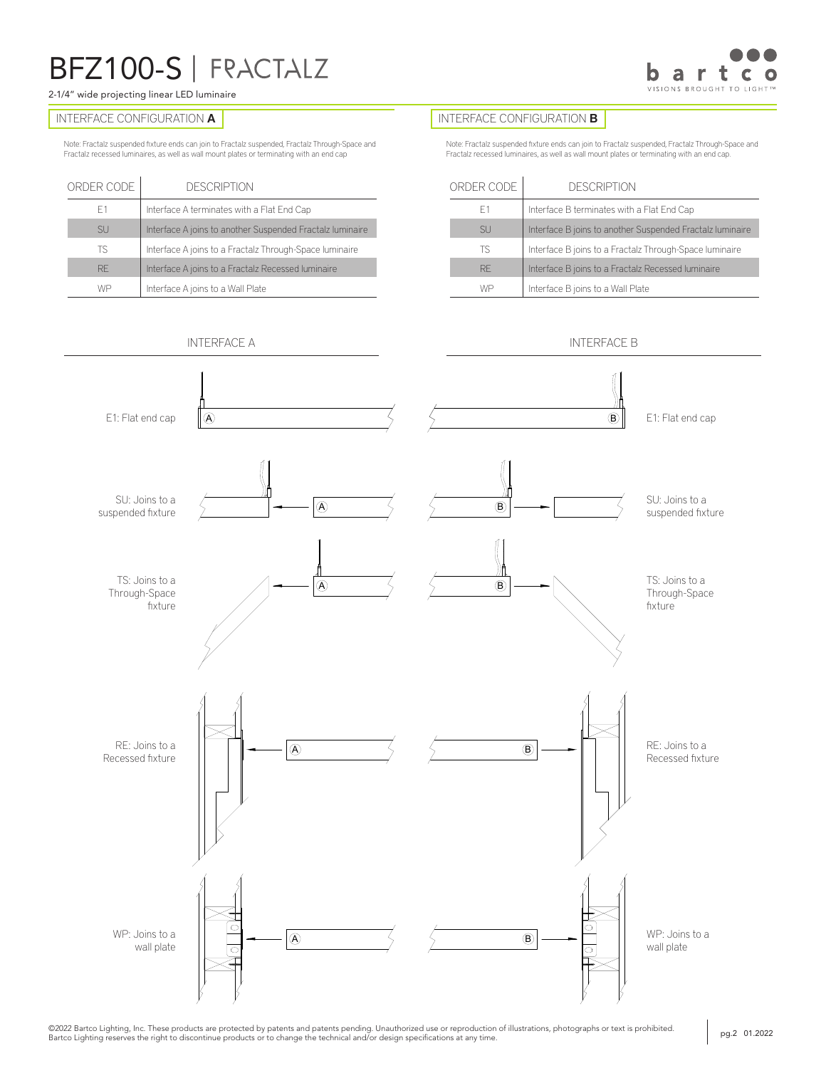# BFZ100-S | FRACTALZ

2-1/4" wide projecting linear LED luminaire

## INTERFACE CONFIGURATION **A**

Note: Fractalz suspended fixture ends can join to Fractalz suspended, Fractalz Through-Space and Fractalz recessed luminaires, as well as wall mount plates or terminating with an end cap

| ORDER CODE | DESCRIPTION |
|---|---|
| E1 | Interface A terminates with a Flat End Cap |
| SU | Interface A joins to another Suspended Fractalz luminaire |
| TS | Interface A joins to a Fractalz Through-Space luminaire |
| RE | Interface A joins to a Fractalz Recessed luminaire |
| WP | Interface A joins to a Wall Plate |

## INTERFACE CONFIGURATION **B**

Note: Fractalz suspended fixture ends can join to Fractalz suspended, Fractalz Through-Space and Fractalz recessed luminaires, as well as wall mount plates or terminating with an end cap.

| ORDER CODE | DESCRIPTION |
|---|---|
| E1 | Interface B terminates with a Flat End Cap |
| SU | Interface B joins to another Suspended Fractalz luminaire |
| TS | Interface B joins to a Fractalz Through-Space luminaire |
| RE | Interface B joins to a Fractalz Recessed luminaire |
| WP | Interface B joins to a Wall Plate |

### INTERFACE A

- E1: Flat end cap
- SU: Joins to a suspended fixture
- TS: Joins to a Through-Space fixture
- RE: Joins to a Recessed fixture
- WP: Joins to a wall plate

### INTERFACE B

- E1: Flat end cap
- SU: Joins to a suspended fixture
- TS: Joins to a Through-Space fixture
- RE: Joins to a Recessed fixture
- WP: Joins to a wall plate

©2022 Bartco Lighting, Inc. These products are protected by patents and patents pending. Unauthorized use or reproduction of illustrations, photographs or text is prohibited. Bartco Lighting reserves the right to discontinue products or to change the technical and/or design specifications at any time.

01.2022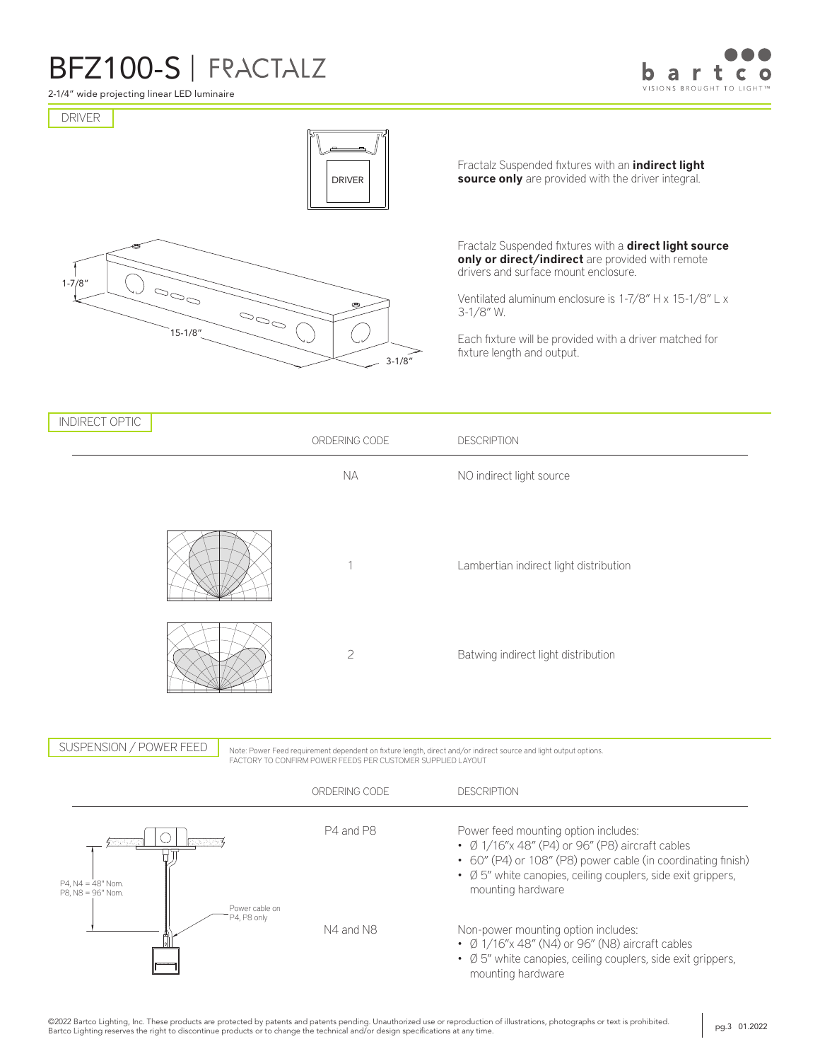# BFZ100-S | FRACTALZ

2-1/4" wide projecting linear LED luminaire

## DRIVER

DRIVER

Fractalz Suspended fixtures with an **indirect light source only** are provided with the driver integral.

1-7/8"

15-1/8"

3-1/8"

Fractalz Suspended fixtures with a **direct light source only or direct/indirect** are provided with remote drivers and surface mount enclosure.

Ventilated aluminum enclosure is 1-7/8" H x 15-1/8" L x 3-1/8" W.

Each fixture will be provided with a driver matched for fixture length and output.

## INDIRECT OPTIC

| ORDERING CODE | DESCRIPTION |
|---|---|
| NA | NO indirect light source |
| 1 | Lambertian indirect light distribution |
| 2 | Batwing indirect light distribution |

## SUSPENSION / POWER FEED

Note: Power Feed requirement dependent on fixture length, direct and/or indirect source and light output options. FACTORY TO CONFIRM POWER FEEDS PER CUSTOMER SUPPLIED LAYOUT

P4, N4 = 48" Nom.
P8, N8 = 96" Nom.

Power cable on P4, P8 only

| ORDERING CODE | DESCRIPTION |
|---|---|
| P4 and P8 | Power feed mounting option includes:<br>• Ø 1/16"x 48" (P4) or 96" (P8) aircraft cables<br>• 60" (P4) or 108" (P8) power cable (in coordinating finish)<br>• Ø 5" white canopies, ceiling couplers, side exit grippers, mounting hardware |
| N4 and N8 | Non-power mounting option includes:<br>• Ø 1/16"x 48" (N4) or 96" (N8) aircraft cables<br>• Ø 5" white canopies, ceiling couplers, side exit grippers, mounting hardware |

©2022 Bartco Lighting, Inc. These products are protected by patents and patents pending. Unauthorized use or reproduction of illustrations, photographs or text is prohibited. Bartco Lighting reserves the right to discontinue products or to change the technical and/or design specifications at any time.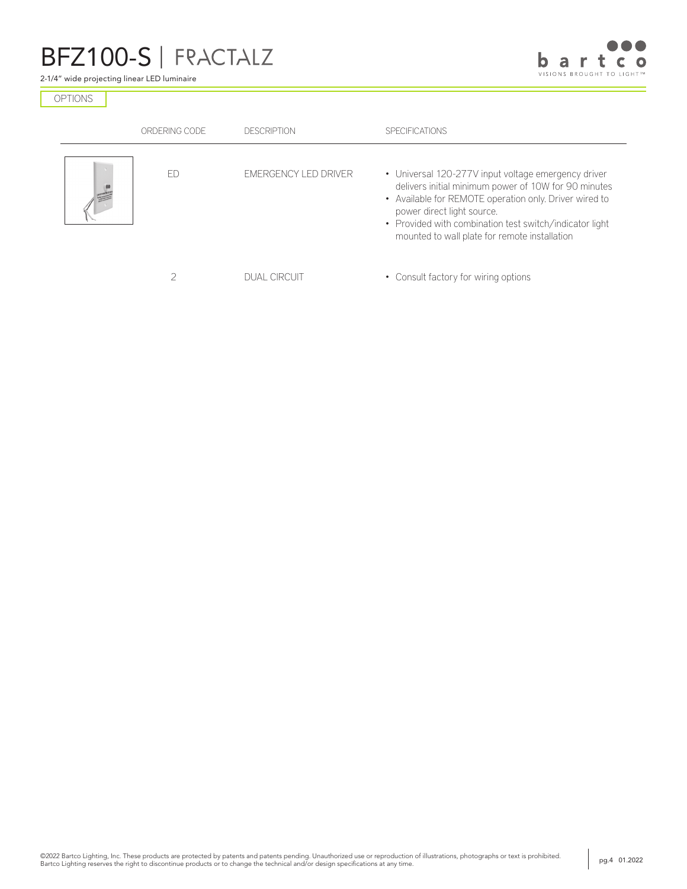# BFZ100-S | FRACTALZ

2-1/4" wide projecting linear LED luminaire

## OPTIONS

| ORDERING CODE | DESCRIPTION | SPECIFICATIONS |
|---|---|---|
| ED | EMERGENCY LED DRIVER | • Universal 120-277V input voltage emergency driver delivers initial minimum power of 10W for 90 minutes<br>• Available for REMOTE operation only. Driver wired to power direct light source.<br>• Provided with combination test switch/indicator light mounted to wall plate for remote installation |
| 2 | DUAL CIRCUIT | • Consult factory for wiring options |

©2022 Bartco Lighting, Inc. These products are protected by patents and patents pending. Unauthorized use or reproduction of illustrations, photographs or text is prohibited. Bartco Lighting reserves the right to discontinue products or to change the technical and/or design specifications at any time.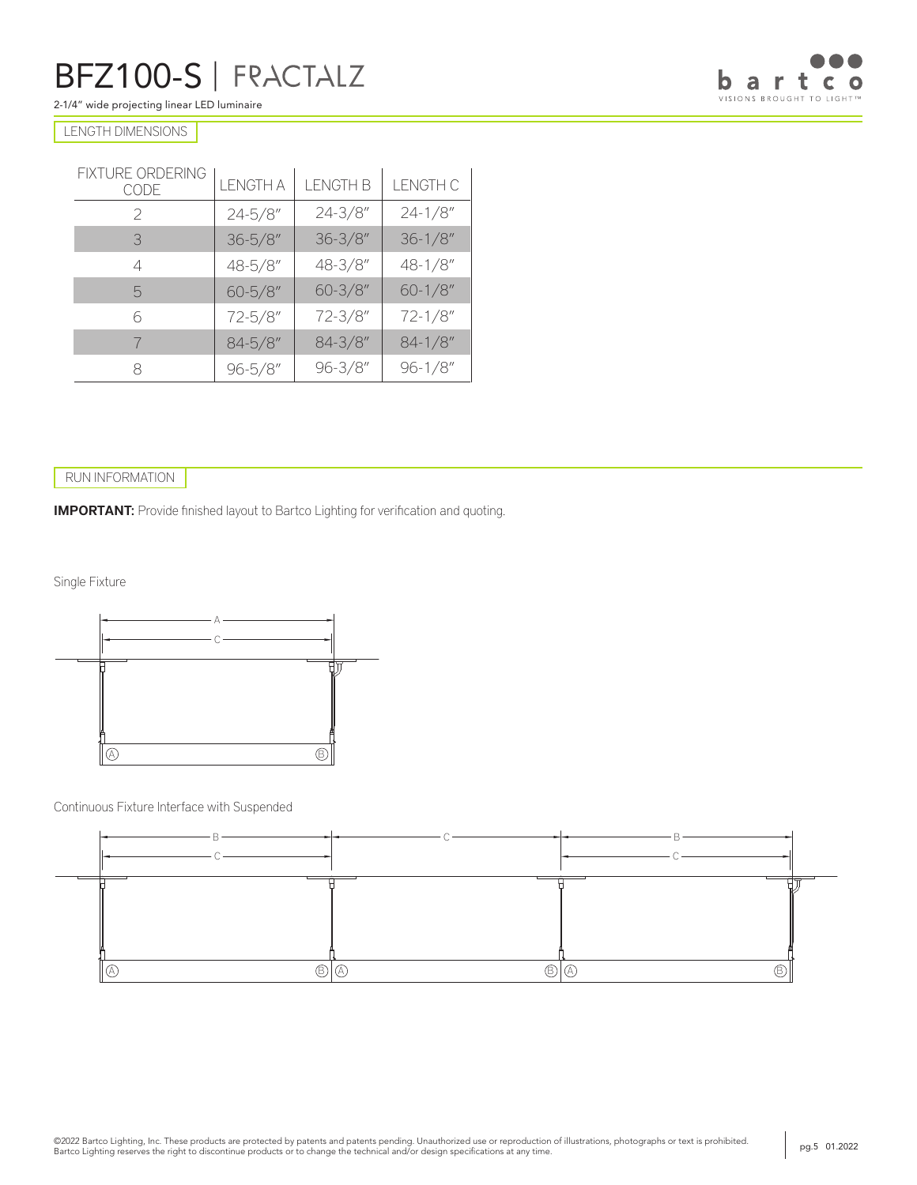# BFZ100-S | FRACTALZ

2-1/4" wide projecting linear LED luminaire

## LENGTH DIMENSIONS

| FIXTURE ORDERING CODE | LENGTH A | LENGTH B | LENGTH C |
|---|---|---|---|
| 2 | 24-5/8" | 24-3/8" | 24-1/8" |
| 3 | 36-5/8" | 36-3/8" | 36-1/8" |
| 4 | 48-5/8" | 48-3/8" | 48-1/8" |
| 5 | 60-5/8" | 60-3/8" | 60-1/8" |
| 6 | 72-5/8" | 72-3/8" | 72-1/8" |
| 7 | 84-5/8" | 84-3/8" | 84-1/8" |
| 8 | 96-5/8" | 96-3/8" | 96-1/8" |

## RUN INFORMATION

**IMPORTANT:** Provide finished layout to Bartco Lighting for verification and quoting.

Single Fixture

Continuous Fixture Interface with Suspended

©2022 Bartco Lighting, Inc. These products are protected by patents and patents pending. Unauthorized use or reproduction of illustrations, photographs or text is prohibited. Bartco Lighting reserves the right to discontinue products or to change the technical and/or design specifications at any time.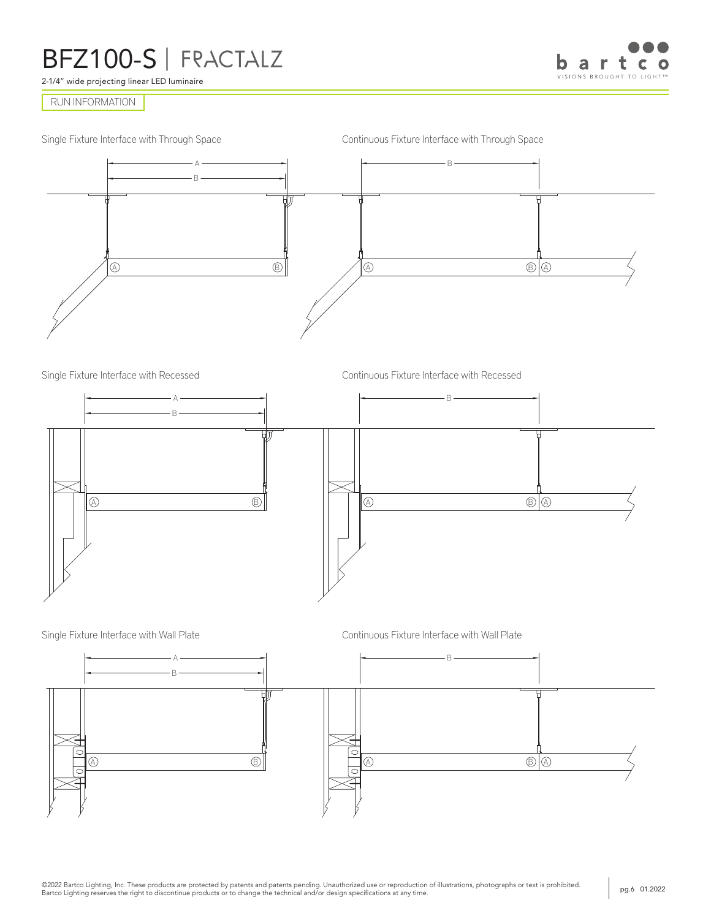# BFZ100-S | FRACTALZ

2-1/4" wide projecting linear LED luminaire

## RUN INFORMATION

Single Fixture Interface with Through Space

A

B

A B

Continuous Fixture Interface with Through Space

B

A B A

Single Fixture Interface with Recessed

A

B

A B

Continuous Fixture Interface with Recessed

B

A B A

Single Fixture Interface with Wall Plate

A

B

A B

Continuous Fixture Interface with Wall Plate

B

A B A

©2022 Bartco Lighting, Inc. These products are protected by patents and patents pending. Unauthorized use or reproduction of illustrations, photographs or text is prohibited. Bartco Lighting reserves the right to discontinue products or to change the technical and/or design specifications at any time.

pg.6 01.2022